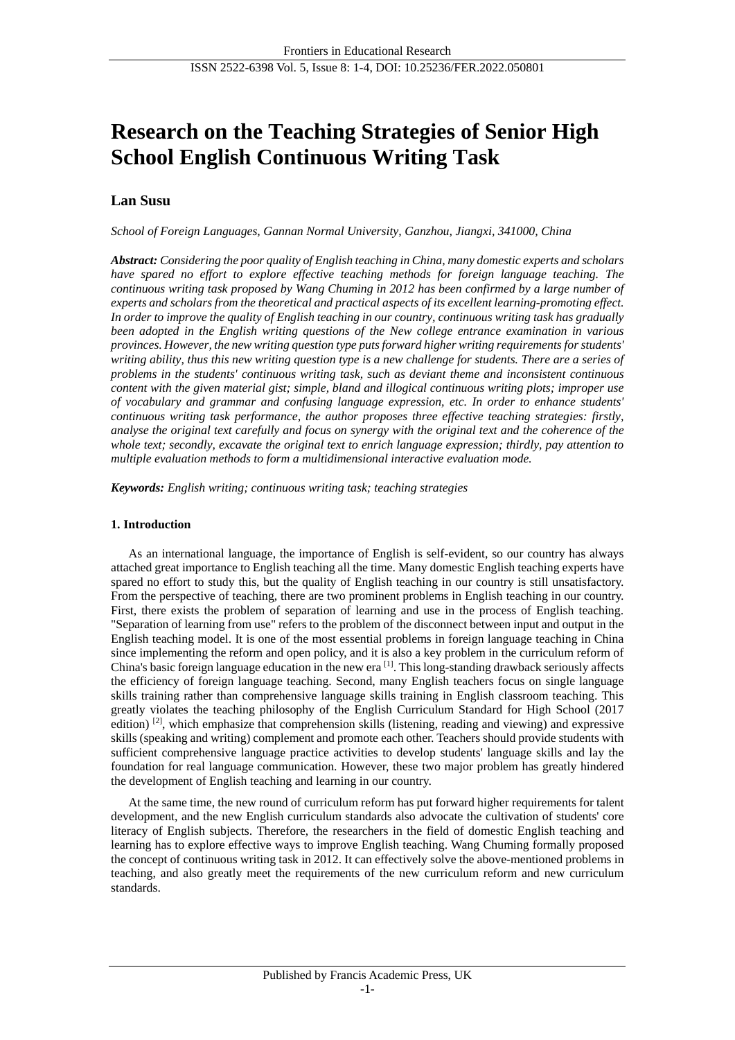# Research on the Teaching Strategies of Senior High School English Continuous Writing Task

**Lan Susu**

*School of Foreign Languages, Gannan Normal University, Ganzhou, Jiangxi, 341000, China*

***Abstract:*** *Considering the poor quality of English teaching in China, many domestic experts and scholars have spared no effort to explore effective teaching methods for foreign language teaching. The continuous writing task proposed by Wang Chuming in 2012 has been confirmed by a large number of experts and scholars from the theoretical and practical aspects of its excellent learning-promoting effect. In order to improve the quality of English teaching in our country, continuous writing task has gradually been adopted in the English writing questions of the New college entrance examination in various provinces. However, the new writing question type puts forward higher writing requirements for students' writing ability, thus this new writing question type is a new challenge for students. There are a series of problems in the students' continuous writing task, such as deviant theme and inconsistent continuous content with the given material gist; simple, bland and illogical continuous writing plots; improper use of vocabulary and grammar and confusing language expression, etc. In order to enhance students' continuous writing task performance, the author proposes three effective teaching strategies: firstly, analyse the original text carefully and focus on synergy with the original text and the coherence of the whole text; secondly, excavate the original text to enrich language expression; thirdly, pay attention to multiple evaluation methods to form a multidimensional interactive evaluation mode.*

***Keywords:*** *English writing; continuous writing task; teaching strategies*

## 1. Introduction

As an international language, the importance of English is self-evident, so our country has always attached great importance to English teaching all the time. Many domestic English teaching experts have spared no effort to study this, but the quality of English teaching in our country is still unsatisfactory. From the perspective of teaching, there are two prominent problems in English teaching in our country. First, there exists the problem of separation of learning and use in the process of English teaching. "Separation of learning from use" refers to the problem of the disconnect between input and output in the English teaching model. It is one of the most essential problems in foreign language teaching in China since implementing the reform and open policy, and it is also a key problem in the curriculum reform of China's basic foreign language education in the new era [1]. This long-standing drawback seriously affects the efficiency of foreign language teaching. Second, many English teachers focus on single language skills training rather than comprehensive language skills training in English classroom teaching. This greatly violates the teaching philosophy of the English Curriculum Standard for High School (2017 edition) [2], which emphasize that comprehension skills (listening, reading and viewing) and expressive skills (speaking and writing) complement and promote each other. Teachers should provide students with sufficient comprehensive language practice activities to develop students' language skills and lay the foundation for real language communication. However, these two major problem has greatly hindered the development of English teaching and learning in our country.

At the same time, the new round of curriculum reform has put forward higher requirements for talent development, and the new English curriculum standards also advocate the cultivation of students' core literacy of English subjects. Therefore, the researchers in the field of domestic English teaching and learning has to explore effective ways to improve English teaching. Wang Chuming formally proposed the concept of continuous writing task in 2012. It can effectively solve the above-mentioned problems in teaching, and also greatly meet the requirements of the new curriculum reform and new curriculum standards.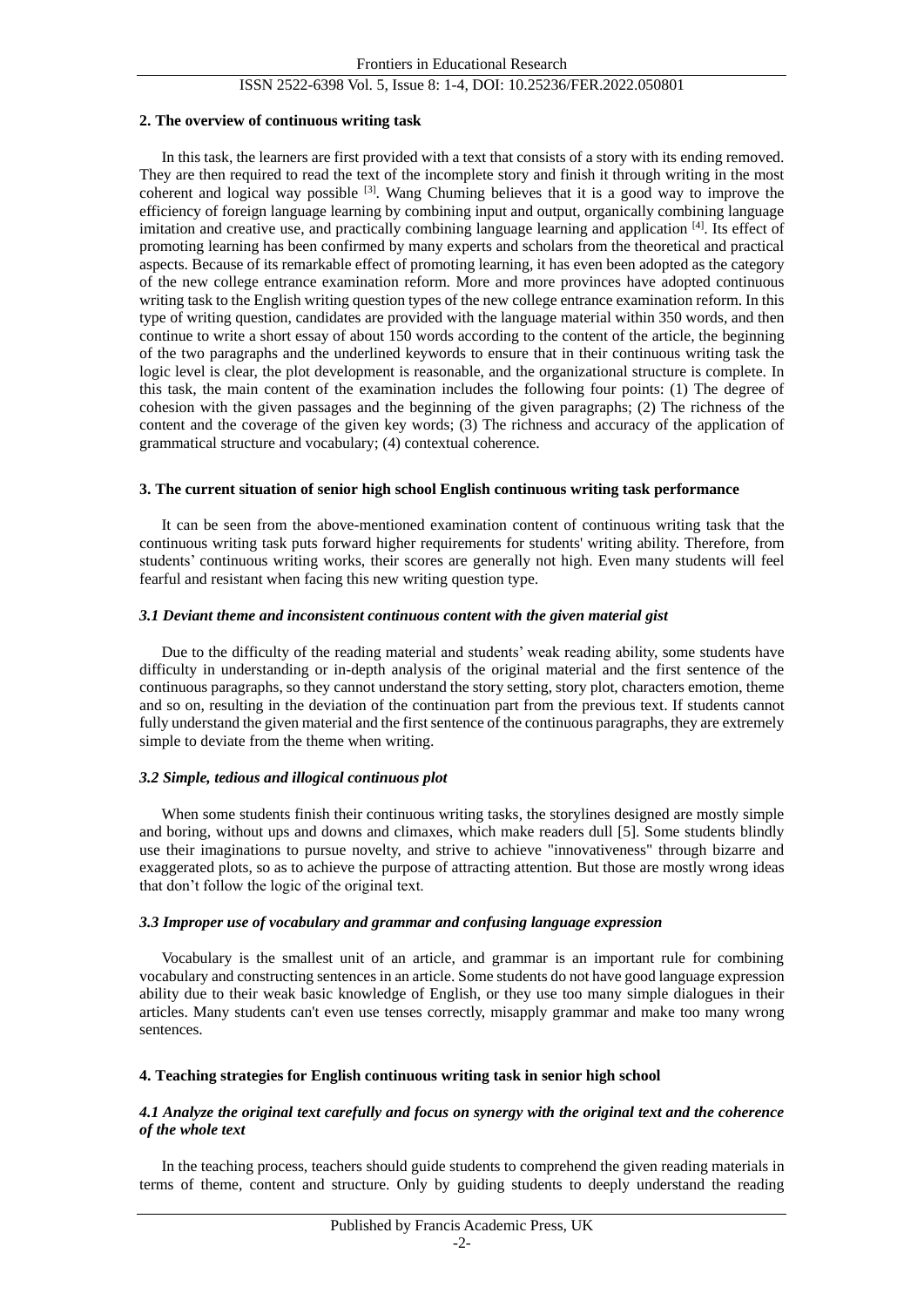## 2. The overview of continuous writing task

In this task, the learners are first provided with a text that consists of a story with its ending removed. They are then required to read the text of the incomplete story and finish it through writing in the most coherent and logical way possible [3]. Wang Chuming believes that it is a good way to improve the efficiency of foreign language learning by combining input and output, organically combining language imitation and creative use, and practically combining language learning and application [4]. Its effect of promoting learning has been confirmed by many experts and scholars from the theoretical and practical aspects. Because of its remarkable effect of promoting learning, it has even been adopted as the category of the new college entrance examination reform. More and more provinces have adopted continuous writing task to the English writing question types of the new college entrance examination reform. In this type of writing question, candidates are provided with the language material within 350 words, and then continue to write a short essay of about 150 words according to the content of the article, the beginning of the two paragraphs and the underlined keywords to ensure that in their continuous writing task the logic level is clear, the plot development is reasonable, and the organizational structure is complete. In this task, the main content of the examination includes the following four points: (1) The degree of cohesion with the given passages and the beginning of the given paragraphs; (2) The richness of the content and the coverage of the given key words; (3) The richness and accuracy of the application of grammatical structure and vocabulary; (4) contextual coherence.

## 3. The current situation of senior high school English continuous writing task performance

It can be seen from the above-mentioned examination content of continuous writing task that the continuous writing task puts forward higher requirements for students' writing ability. Therefore, from students' continuous writing works, their scores are generally not high. Even many students will feel fearful and resistant when facing this new writing question type.

### *3.1 Deviant theme and inconsistent continuous content with the given material gist*

Due to the difficulty of the reading material and students' weak reading ability, some students have difficulty in understanding or in-depth analysis of the original material and the first sentence of the continuous paragraphs, so they cannot understand the story setting, story plot, characters emotion, theme and so on, resulting in the deviation of the continuation part from the previous text. If students cannot fully understand the given material and the first sentence of the continuous paragraphs, they are extremely simple to deviate from the theme when writing.

### *3.2 Simple, tedious and illogical continuous plot*

When some students finish their continuous writing tasks, the storylines designed are mostly simple and boring, without ups and downs and climaxes, which make readers dull [5]. Some students blindly use their imaginations to pursue novelty, and strive to achieve "innovativeness" through bizarre and exaggerated plots, so as to achieve the purpose of attracting attention. But those are mostly wrong ideas that don't follow the logic of the original text.

### *3.3 Improper use of vocabulary and grammar and confusing language expression*

Vocabulary is the smallest unit of an article, and grammar is an important rule for combining vocabulary and constructing sentences in an article. Some students do not have good language expression ability due to their weak basic knowledge of English, or they use too many simple dialogues in their articles. Many students can't even use tenses correctly, misapply grammar and make too many wrong sentences.

## 4. Teaching strategies for English continuous writing task in senior high school

### *4.1 Analyze the original text carefully and focus on synergy with the original text and the coherence of the whole text*

In the teaching process, teachers should guide students to comprehend the given reading materials in terms of theme, content and structure. Only by guiding students to deeply understand the reading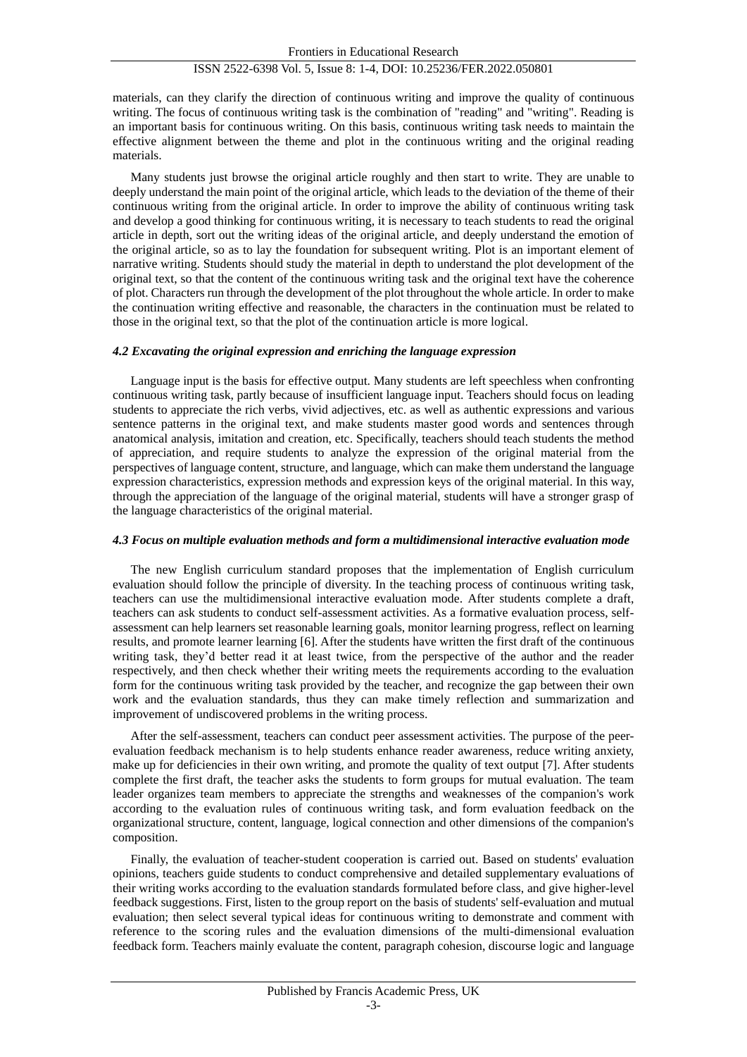materials, can they clarify the direction of continuous writing and improve the quality of continuous writing. The focus of continuous writing task is the combination of "reading" and "writing". Reading is an important basis for continuous writing. On this basis, continuous writing task needs to maintain the effective alignment between the theme and plot in the continuous writing and the original reading materials.

Many students just browse the original article roughly and then start to write. They are unable to deeply understand the main point of the original article, which leads to the deviation of the theme of their continuous writing from the original article. In order to improve the ability of continuous writing task and develop a good thinking for continuous writing, it is necessary to teach students to read the original article in depth, sort out the writing ideas of the original article, and deeply understand the emotion of the original article, so as to lay the foundation for subsequent writing. Plot is an important element of narrative writing. Students should study the material in depth to understand the plot development of the original text, so that the content of the continuous writing task and the original text have the coherence of plot. Characters run through the development of the plot throughout the whole article. In order to make the continuation writing effective and reasonable, the characters in the continuation must be related to those in the original text, so that the plot of the continuation article is more logical.

### *4.2 Excavating the original expression and enriching the language expression*

Language input is the basis for effective output. Many students are left speechless when confronting continuous writing task, partly because of insufficient language input. Teachers should focus on leading students to appreciate the rich verbs, vivid adjectives, etc. as well as authentic expressions and various sentence patterns in the original text, and make students master good words and sentences through anatomical analysis, imitation and creation, etc. Specifically, teachers should teach students the method of appreciation, and require students to analyze the expression of the original material from the perspectives of language content, structure, and language, which can make them understand the language expression characteristics, expression methods and expression keys of the original material. In this way, through the appreciation of the language of the original material, students will have a stronger grasp of the language characteristics of the original material.

### *4.3 Focus on multiple evaluation methods and form a multidimensional interactive evaluation mode*

The new English curriculum standard proposes that the implementation of English curriculum evaluation should follow the principle of diversity. In the teaching process of continuous writing task, teachers can use the multidimensional interactive evaluation mode. After students complete a draft, teachers can ask students to conduct self-assessment activities. As a formative evaluation process, self-assessment can help learners set reasonable learning goals, monitor learning progress, reflect on learning results, and promote learner learning [6]. After the students have written the first draft of the continuous writing task, they'd better read it at least twice, from the perspective of the author and the reader respectively, and then check whether their writing meets the requirements according to the evaluation form for the continuous writing task provided by the teacher, and recognize the gap between their own work and the evaluation standards, thus they can make timely reflection and summarization and improvement of undiscovered problems in the writing process.

After the self-assessment, teachers can conduct peer assessment activities. The purpose of the peer-evaluation feedback mechanism is to help students enhance reader awareness, reduce writing anxiety, make up for deficiencies in their own writing, and promote the quality of text output [7]. After students complete the first draft, the teacher asks the students to form groups for mutual evaluation. The team leader organizes team members to appreciate the strengths and weaknesses of the companion's work according to the evaluation rules of continuous writing task, and form evaluation feedback on the organizational structure, content, language, logical connection and other dimensions of the companion's composition.

Finally, the evaluation of teacher-student cooperation is carried out. Based on students' evaluation opinions, teachers guide students to conduct comprehensive and detailed supplementary evaluations of their writing works according to the evaluation standards formulated before class, and give higher-level feedback suggestions. First, listen to the group report on the basis of students' self-evaluation and mutual evaluation; then select several typical ideas for continuous writing to demonstrate and comment with reference to the scoring rules and the evaluation dimensions of the multi-dimensional evaluation feedback form. Teachers mainly evaluate the content, paragraph cohesion, discourse logic and language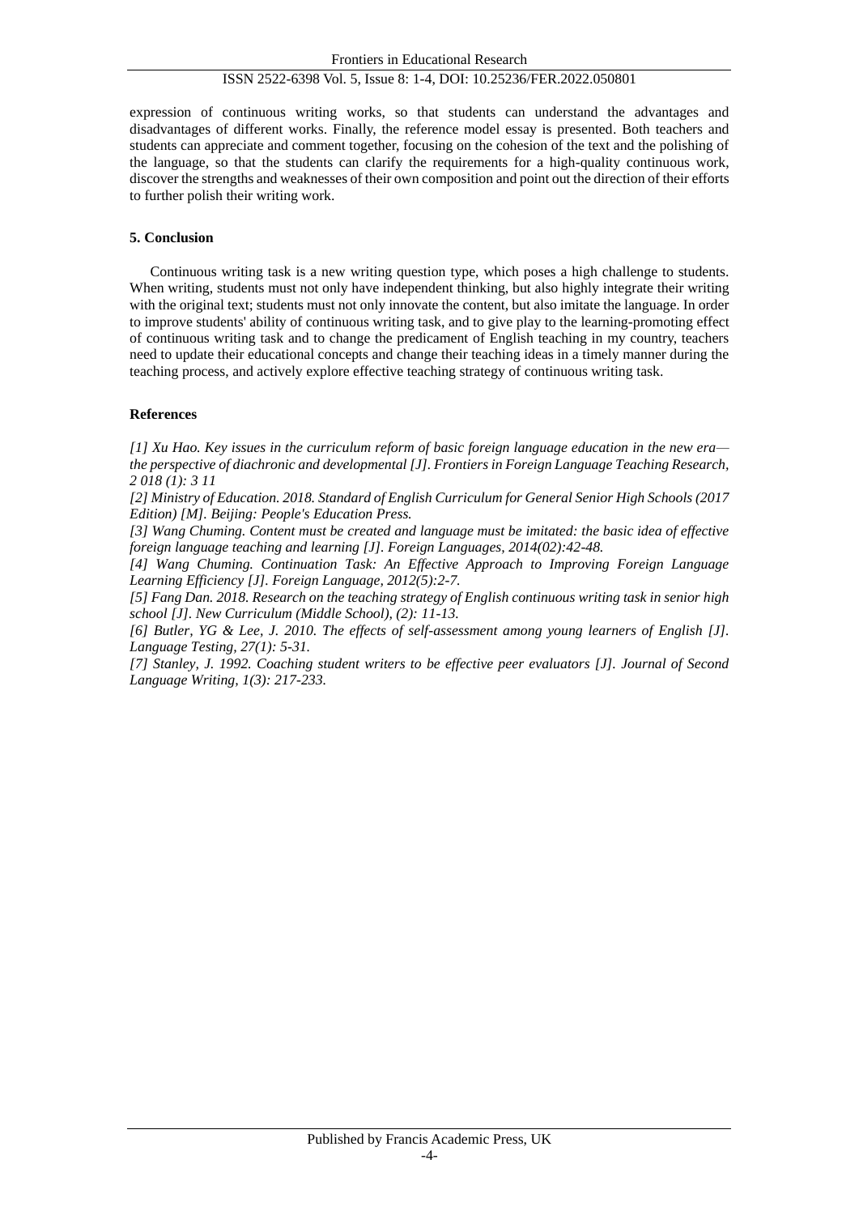expression of continuous writing works, so that students can understand the advantages and disadvantages of different works. Finally, the reference model essay is presented. Both teachers and students can appreciate and comment together, focusing on the cohesion of the text and the polishing of the language, so that the students can clarify the requirements for a high-quality continuous work, discover the strengths and weaknesses of their own composition and point out the direction of their efforts to further polish their writing work.

## 5. Conclusion

Continuous writing task is a new writing question type, which poses a high challenge to students. When writing, students must not only have independent thinking, but also highly integrate their writing with the original text; students must not only innovate the content, but also imitate the language. In order to improve students' ability of continuous writing task, and to give play to the learning-promoting effect of continuous writing task and to change the predicament of English teaching in my country, teachers need to update their educational concepts and change their teaching ideas in a timely manner during the teaching process, and actively explore effective teaching strategy of continuous writing task.

## References

*[1] Xu Hao. Key issues in the curriculum reform of basic foreign language education in the new era—the perspective of diachronic and developmental [J]. Frontiers in Foreign Language Teaching Research, 2 018 (1): 3 11*

*[2] Ministry of Education. 2018. Standard of English Curriculum for General Senior High Schools (2017 Edition) [M]. Beijing: People's Education Press.*

*[3] Wang Chuming. Content must be created and language must be imitated: the basic idea of effective foreign language teaching and learning [J]. Foreign Languages, 2014(02):42-48.*

*[4] Wang Chuming. Continuation Task: An Effective Approach to Improving Foreign Language Learning Efficiency [J]. Foreign Language, 2012(5):2-7.*

*[5] Fang Dan. 2018. Research on the teaching strategy of English continuous writing task in senior high school [J]. New Curriculum (Middle School), (2): 11-13.*

*[6] Butler, YG & Lee, J. 2010. The effects of self-assessment among young learners of English [J]. Language Testing, 27(1): 5-31.*

*[7] Stanley, J. 1992. Coaching student writers to be effective peer evaluators [J]. Journal of Second Language Writing, 1(3): 217-233.*